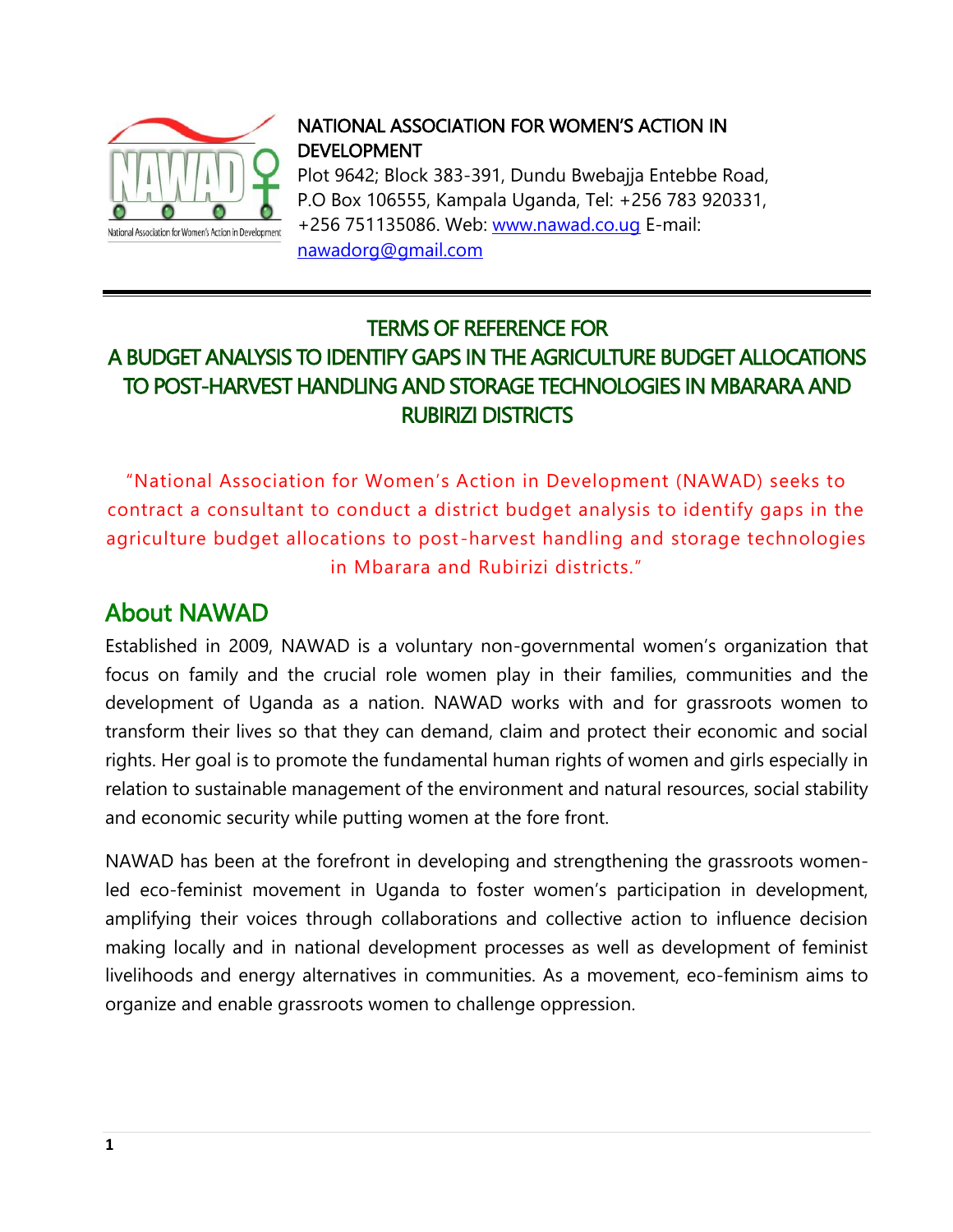NATIONAL ASSOCIATION FOR WOMEN'S ACTION IN DEVELOPMENT
Plot 9642; Block 383-391, Dundu Bwebajja Entebbe Road, P.O Box 106555, Kampala Uganda, Tel: +256 783 920331, +256 751135086. Web: www.nawad.co.ug E-mail: nawadorg@gmail.com

# TERMS OF REFERENCE FOR A BUDGET ANALYSIS TO IDENTIFY GAPS IN THE AGRICULTURE BUDGET ALLOCATIONS TO POST-HARVEST HANDLING AND STORAGE TECHNOLOGIES IN MBARARA AND RUBIRIZI DISTRICTS

"National Association for Women's Action in Development (NAWAD) seeks to contract a consultant to conduct a district budget analysis to identify gaps in the agriculture budget allocations to post-harvest handling and storage technologies in Mbarara and Rubirizi districts."

## About NAWAD

Established in 2009, NAWAD is a voluntary non-governmental women's organization that focus on family and the crucial role women play in their families, communities and the development of Uganda as a nation. NAWAD works with and for grassroots women to transform their lives so that they can demand, claim and protect their economic and social rights. Her goal is to promote the fundamental human rights of women and girls especially in relation to sustainable management of the environment and natural resources, social stability and economic security while putting women at the fore front.

NAWAD has been at the forefront in developing and strengthening the grassroots women-led eco-feminist movement in Uganda to foster women's participation in development, amplifying their voices through collaborations and collective action to influence decision making locally and in national development processes as well as development of feminist livelihoods and energy alternatives in communities. As a movement, eco-feminism aims to organize and enable grassroots women to challenge oppression.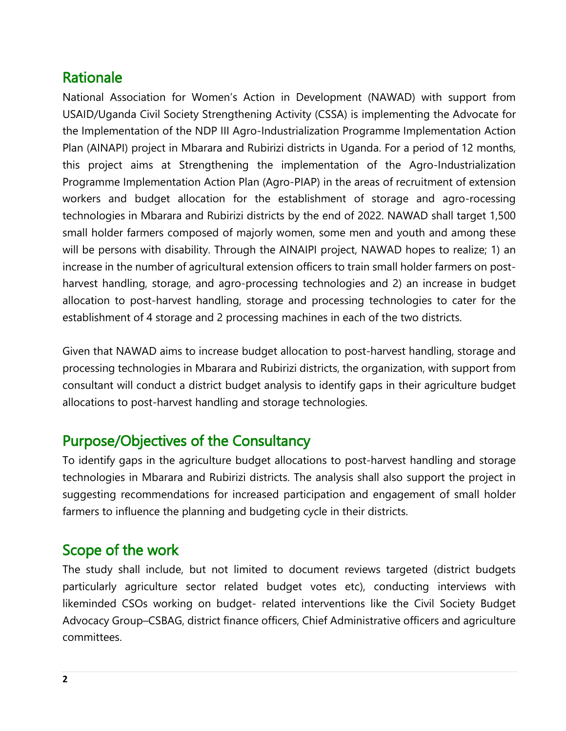## Rationale

National Association for Women's Action in Development (NAWAD) with support from USAID/Uganda Civil Society Strengthening Activity (CSSA) is implementing the Advocate for the Implementation of the NDP III Agro-Industrialization Programme Implementation Action Plan (AINAPI) project in Mbarara and Rubirizi districts in Uganda. For a period of 12 months, this project aims at Strengthening the implementation of the Agro-Industrialization Programme Implementation Action Plan (Agro-PIAP) in the areas of recruitment of extension workers and budget allocation for the establishment of storage and agro-rocessing technologies in Mbarara and Rubirizi districts by the end of 2022. NAWAD shall target 1,500 small holder farmers composed of majorly women, some men and youth and among these will be persons with disability. Through the AINAIPI project, NAWAD hopes to realize; 1) an increase in the number of agricultural extension officers to train small holder farmers on post-harvest handling, storage, and agro-processing technologies and 2) an increase in budget allocation to post-harvest handling, storage and processing technologies to cater for the establishment of 4 storage and 2 processing machines in each of the two districts.

Given that NAWAD aims to increase budget allocation to post-harvest handling, storage and processing technologies in Mbarara and Rubirizi districts, the organization, with support from consultant will conduct a district budget analysis to identify gaps in their agriculture budget allocations to post-harvest handling and storage technologies.

## Purpose/Objectives of the Consultancy

To identify gaps in the agriculture budget allocations to post-harvest handling and storage technologies in Mbarara and Rubirizi districts. The analysis shall also support the project in suggesting recommendations for increased participation and engagement of small holder farmers to influence the planning and budgeting cycle in their districts.

## Scope of the work

The study shall include, but not limited to document reviews targeted (district budgets particularly agriculture sector related budget votes etc), conducting interviews with likeminded CSOs working on budget- related interventions like the Civil Society Budget Advocacy Group–CSBAG, district finance officers, Chief Administrative officers and agriculture committees.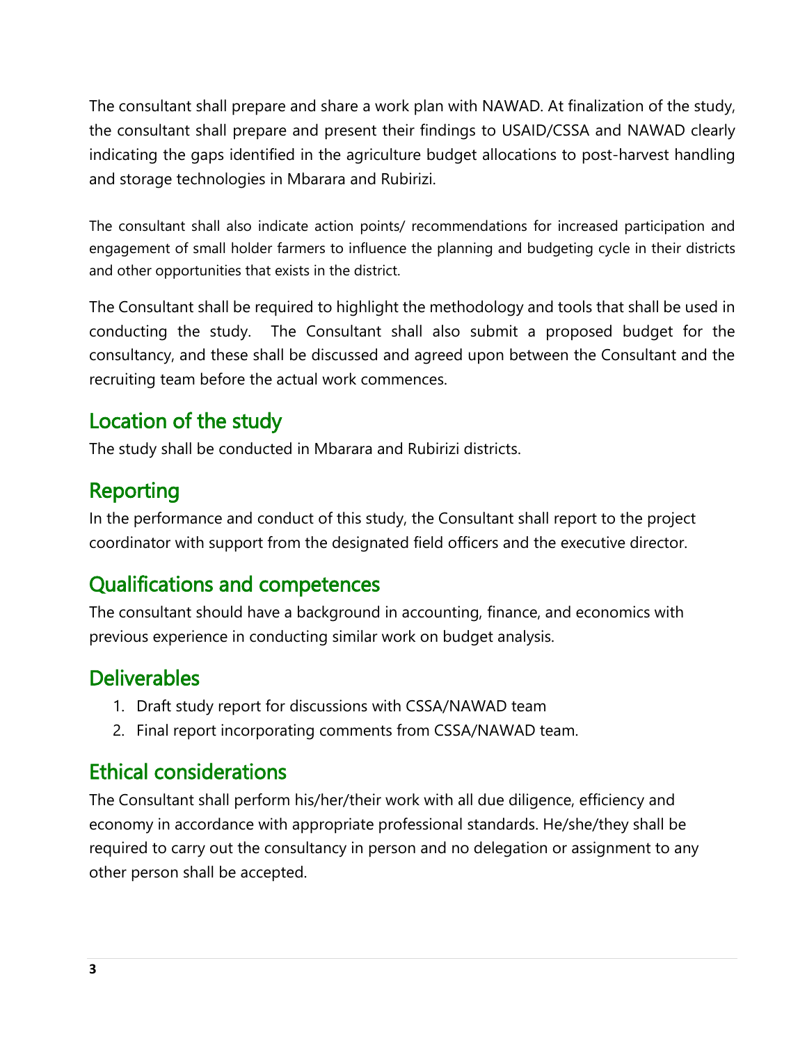The consultant shall prepare and share a work plan with NAWAD. At finalization of the study, the consultant shall prepare and present their findings to USAID/CSSA and NAWAD clearly indicating the gaps identified in the agriculture budget allocations to post-harvest handling and storage technologies in Mbarara and Rubirizi.

The consultant shall also indicate action points/ recommendations for increased participation and engagement of small holder farmers to influence the planning and budgeting cycle in their districts and other opportunities that exists in the district.

The Consultant shall be required to highlight the methodology and tools that shall be used in conducting the study. The Consultant shall also submit a proposed budget for the consultancy, and these shall be discussed and agreed upon between the Consultant and the recruiting team before the actual work commences.

## Location of the study

The study shall be conducted in Mbarara and Rubirizi districts.

## Reporting

In the performance and conduct of this study, the Consultant shall report to the project coordinator with support from the designated field officers and the executive director.

## Qualifications and competences

The consultant should have a background in accounting, finance, and economics with previous experience in conducting similar work on budget analysis.

## Deliverables

1. Draft study report for discussions with CSSA/NAWAD team
2. Final report incorporating comments from CSSA/NAWAD team.

## Ethical considerations

The Consultant shall perform his/her/their work with all due diligence, efficiency and economy in accordance with appropriate professional standards. He/she/they shall be required to carry out the consultancy in person and no delegation or assignment to any other person shall be accepted.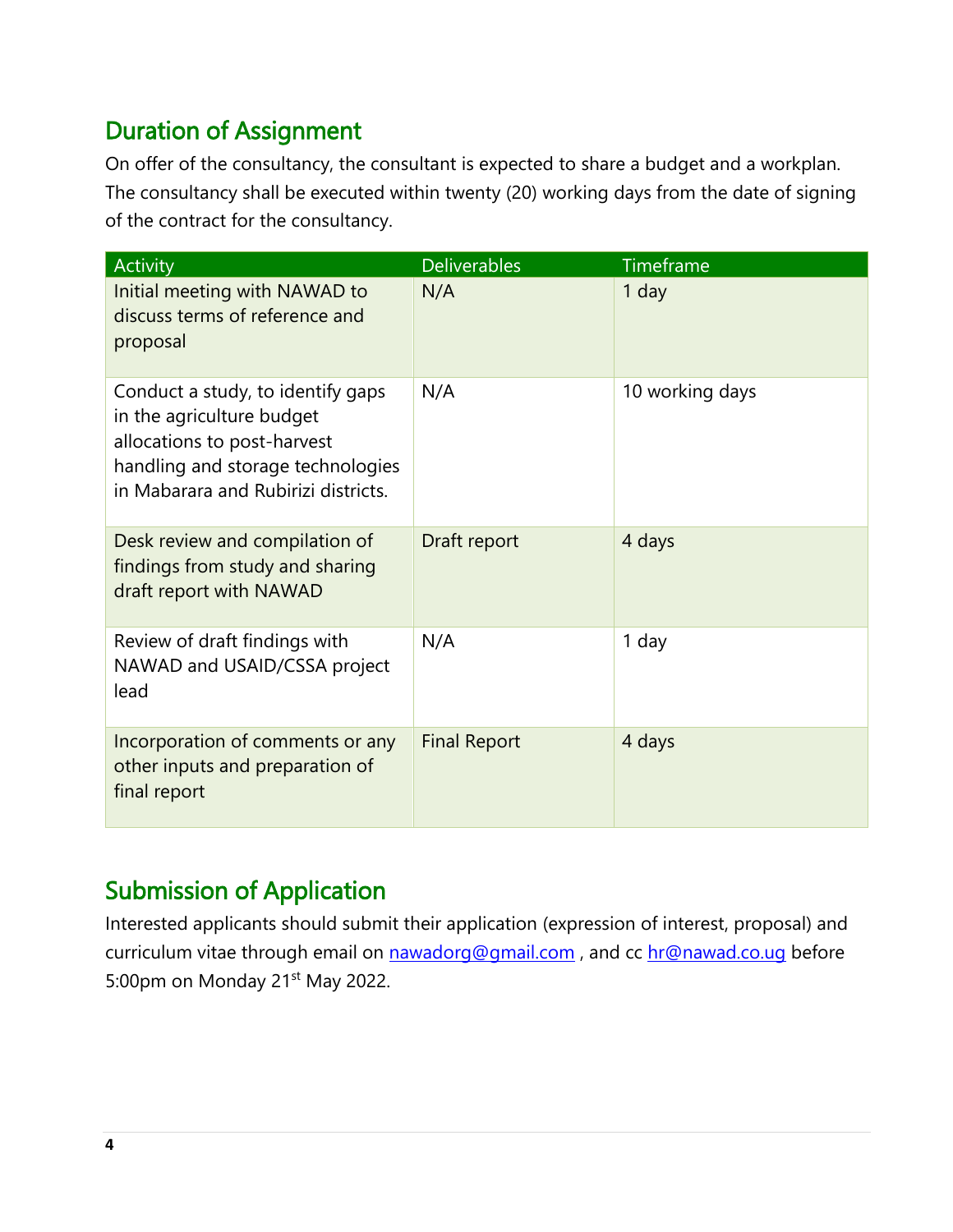## Duration of Assignment

On offer of the consultancy, the consultant is expected to share a budget and a workplan. The consultancy shall be executed within twenty (20) working days from the date of signing of the contract for the consultancy.

| Activity | Deliverables | Timeframe |
|---|---|---|
| Initial meeting with NAWAD to discuss terms of reference and proposal | N/A | 1 day |
| Conduct a study, to identify gaps in the agriculture budget allocations to post-harvest handling and storage technologies in Mabarara and Rubirizi districts. | N/A | 10 working days |
| Desk review and compilation of findings from study and sharing draft report with NAWAD | Draft report | 4 days |
| Review of draft findings with NAWAD and USAID/CSSA project lead | N/A | 1 day |
| Incorporation of comments or any other inputs and preparation of final report | Final Report | 4 days |

## Submission of Application

Interested applicants should submit their application (expression of interest, proposal) and curriculum vitae through email on nawadorg@gmail.com , and cc hr@nawad.co.ug before 5:00pm on Monday 21st May 2022.